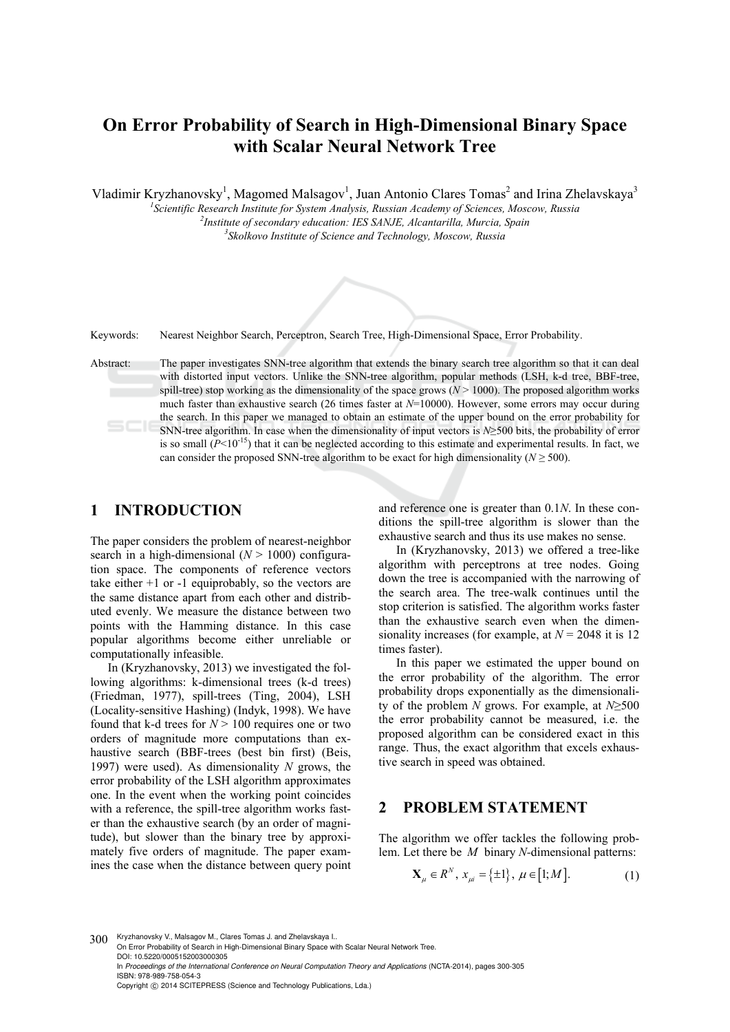# On Error Probability of Search in High-Dimensional Binary Space with Scalar Neural Network Tree

Vladimir Kryzhanovsky[1], Magomed Malsagov[1], Juan Antonio Clares Tomas[2] and Irina Zhelavskaya[3]

[1]*Scientific Research Institute for System Analysis, Russian Academy of Sciences, Moscow, Russia*
[2]*Institute of secondary education: IES SANJE, Alcantarilla, Murcia, Spain*
[3]*Skolkovo Institute of Science and Technology, Moscow, Russia*

Keywords: Nearest Neighbor Search, Perceptron, Search Tree, High-Dimensional Space, Error Probability.

Abstract: The paper investigates SNN-tree algorithm that extends the binary search tree algorithm so that it can deal with distorted input vectors. Unlike the SNN-tree algorithm, popular methods (LSH, k-d tree, BBF-tree, spill-tree) stop working as the dimensionality of the space grows ($N > 1000$). The proposed algorithm works much faster than exhaustive search (26 times faster at $N$=10000). However, some errors may occur during the search. In this paper we managed to obtain an estimate of the upper bound on the error probability for SNN-tree algorithm. In case when the dimensionality of input vectors is $N \geq 500$ bits, the probability of error is so small ($P<10^{-15}$) that it can be neglected according to this estimate and experimental results. In fact, we can consider the proposed SNN-tree algorithm to be exact for high dimensionality ($N \geq 500$).

## 1 INTRODUCTION

The paper considers the problem of nearest-neighbor search in a high-dimensional ($N > 1000$) configuration space. The components of reference vectors take either +1 or -1 equiprobably, so the vectors are the same distance apart from each other and distributed evenly. We measure the distance between two points with the Hamming distance. In this case popular algorithms become either unreliable or computationally infeasible.

In (Kryzhanovsky, 2013) we investigated the following algorithms: k-dimensional trees (k-d trees) (Friedman, 1977), spill-trees (Ting, 2004), LSH (Locality-sensitive Hashing) (Indyk, 1998). We have found that k-d trees for $N > 100$ requires one or two orders of magnitude more computations than exhaustive search (BBF-trees (best bin first) (Beis, 1997) were used). As dimensionality $N$ grows, the error probability of the LSH algorithm approximates one. In the event when the working point coincides with a reference, the spill-tree algorithm works faster than the exhaustive search (by an order of magnitude), but slower than the binary tree by approximately five orders of magnitude. The paper examines the case when the distance between query point and reference one is greater than $0.1N$. In these conditions the spill-tree algorithm is slower than the exhaustive search and thus its use makes no sense.

In (Kryzhanovsky, 2013) we offered a tree-like algorithm with perceptrons at tree nodes. Going down the tree is accompanied with the narrowing of the search area. The tree-walk continues until the stop criterion is satisfied. The algorithm works faster than the exhaustive search even when the dimensionality increases (for example, at $N$ = 2048 it is 12 times faster).

In this paper we estimated the upper bound on the error probability of the algorithm. The error probability drops exponentially as the dimensionality of the problem $N$ grows. For example, at $N \geq 500$ the error probability cannot be measured, i.e. the proposed algorithm can be considered exact in this range. Thus, the exact algorithm that excels exhaustive search in speed was obtained.

## 2 PROBLEM STATEMENT

The algorithm we offer tackles the following problem. Let there be $M$ binary $N$-dimensional patterns:

$$\mathbf{X}_\mu \in R^N,\ x_{\mu i} = \{\pm 1\},\ \mu \in [1; M]. \tag{1}$$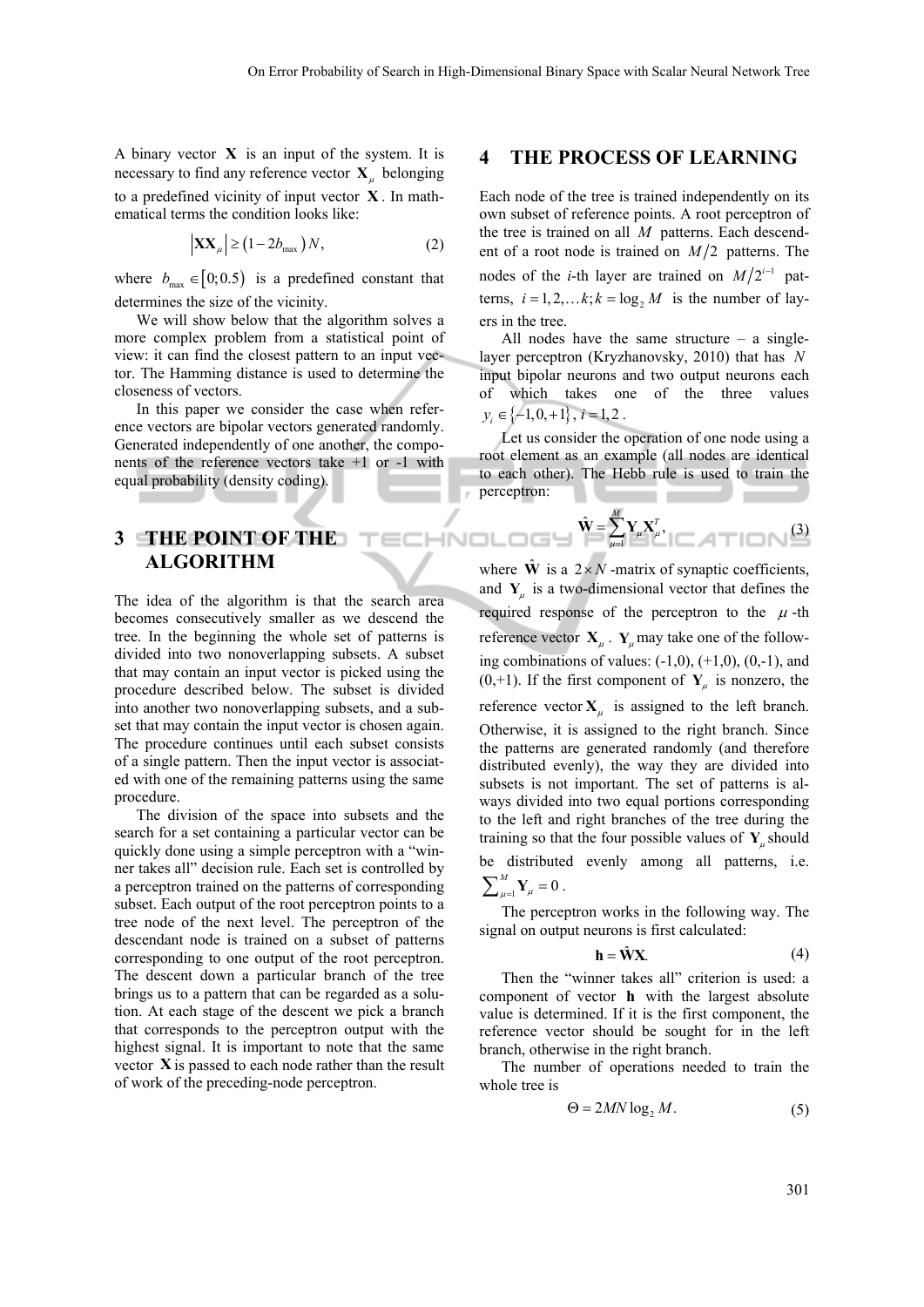A binary vector $\mathbf{X}$ is an input of the system. It is necessary to find any reference vector $\mathbf{X}_\mu$ belonging to a predefined vicinity of input vector $\mathbf{X}$. In mathematical terms the condition looks like:

$$\left|\mathbf{X}\mathbf{X}_\mu\right| \geq \left(1-2b_{\max}\right)N, \tag{2}$$

where $b_{\max} \in [0;0.5)$ is a predefined constant that determines the size of the vicinity.

We will show below that the algorithm solves a more complex problem from a statistical point of view: it can find the closest pattern to an input vector. The Hamming distance is used to determine the closeness of vectors.

In this paper we consider the case when reference vectors are bipolar vectors generated randomly. Generated independently of one another, the components of the reference vectors take +1 or -1 with equal probability (density coding).

## 3 THE POINT OF THE ALGORITHM

The idea of the algorithm is that the search area becomes consecutively smaller as we descend the tree. In the beginning the whole set of patterns is divided into two nonoverlapping subsets. A subset that may contain an input vector is picked using the procedure described below. The subset is divided into another two nonoverlapping subsets, and a subset that may contain the input vector is chosen again. The procedure continues until each subset consists of a single pattern. Then the input vector is associated with one of the remaining patterns using the same procedure.

The division of the space into subsets and the search for a set containing a particular vector can be quickly done using a simple perceptron with a "winner takes all" decision rule. Each set is controlled by a perceptron trained on the patterns of corresponding subset. Each output of the root perceptron points to a tree node of the next level. The perceptron of the descendant node is trained on a subset of patterns corresponding to one output of the root perceptron. The descent down a particular branch of the tree brings us to a pattern that can be regarded as a solution. At each stage of the descent we pick a branch that corresponds to the perceptron output with the highest signal. It is important to note that the same vector $\mathbf{X}$ is passed to each node rather than the result of work of the preceding-node perceptron.

## 4 THE PROCESS OF LEARNING

Each node of the tree is trained independently on its own subset of reference points. A root perceptron of the tree is trained on all $M$ patterns. Each descendent of a root node is trained on $M/2$ patterns. The nodes of the *i*-th layer are trained on $M/2^{i-1}$ patterns, $i=1,2,\ldots k; k=\log_2 M$ is the number of layers in the tree.

All nodes have the same structure – a single-layer perceptron (Kryzhanovsky, 2010) that has $N$ input bipolar neurons and two output neurons each of which takes one of the three values $y_i \in \{-1,0,+1\}$, $i=1,2$.

Let us consider the operation of one node using a root element as an example (all nodes are identical to each other). The Hebb rule is used to train the perceptron:

$$\hat{\mathbf{W}} = \sum_{\mu=1}^{M} \mathbf{Y}_\mu \mathbf{X}_\mu^T, \tag{3}$$

where $\hat{\mathbf{W}}$ is a $2\times N$-matrix of synaptic coefficients, and $\mathbf{Y}_\mu$ is a two-dimensional vector that defines the required response of the perceptron to the $\mu$-th reference vector $\mathbf{X}_\mu$. $\mathbf{Y}_\mu$ may take one of the following combinations of values: (-1,0), (+1,0), (0,-1), and (0,+1). If the first component of $\mathbf{Y}_\mu$ is nonzero, the reference vector $\mathbf{X}_\mu$ is assigned to the left branch. Otherwise, it is assigned to the right branch. Since the patterns are generated randomly (and therefore distributed evenly), the way they are divided into subsets is not important. The set of patterns is always divided into two equal portions corresponding to the left and right branches of the tree during the training so that the four possible values of $\mathbf{Y}_\mu$ should be distributed evenly among all patterns, i.e. $\sum_{\mu=1}^{M}\mathbf{Y}_\mu = 0$.

The perceptron works in the following way. The signal on output neurons is first calculated:

$$\mathbf{h} = \hat{\mathbf{W}}\mathbf{X}. \tag{4}$$

Then the "winner takes all" criterion is used: a component of vector $\mathbf{h}$ with the largest absolute value is determined. If it is the first component, the reference vector should be sought for in the left branch, otherwise in the right branch.

The number of operations needed to train the whole tree is

$$\Theta = 2MN\log_2 M. \tag{5}$$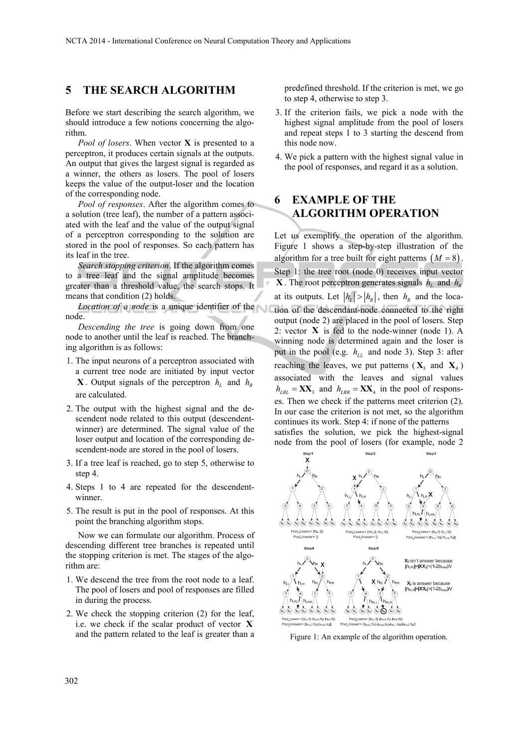## 5 THE SEARCH ALGORITHM

Before we start describing the search algorithm, we should introduce a few notions concerning the algorithm.

*Pool of losers*. When vector **X** is presented to a perceptron, it produces certain signals at the outputs. An output that gives the largest signal is regarded as a winner, the others as losers. The pool of losers keeps the value of the output-loser and the location of the corresponding node.

*Pool of responses*. After the algorithm comes to a solution (tree leaf), the number of a pattern associated with the leaf and the value of the output signal of a perceptron corresponding to the solution are stored in the pool of responses. So each pattern has its leaf in the tree.

*Search stopping criterion*. If the algorithm comes to a tree leaf and the signal amplitude becomes greater than a threshold value, the search stops. It means that condition (2) holds.

*Location of a node* is a unique identifier of the node.

*Descending the tree* is going down from one node to another until the leaf is reached. The branching algorithm is as follows:

1. The input neurons of a perceptron associated with a current tree node are initiated by input vector $\mathbf{X}$. Output signals of the perceptron $h_L$ and $h_R$ are calculated.
2. The output with the highest signal and the descendent node related to this output (descendent-winner) are determined. The signal value of the loser output and location of the corresponding descendent-node are stored in the pool of losers.
3. If a tree leaf is reached, go to step 5, otherwise to step 4.
4. Steps 1 to 4 are repeated for the descendent-winner.
5. The result is put in the pool of responses. At this point the branching algorithm stops.

Now we can formulate our algorithm. Process of descending different tree branches is repeated until the stopping criterion is met. The stages of the algorithm are:

1. We descend the tree from the root node to a leaf. The pool of losers and pool of responses are filled in during the process.
2. We check the stopping criterion (2) for the leaf, i.e. we check if the scalar product of vector $\mathbf{X}$ and the pattern related to the leaf is greater than a predefined threshold. If the criterion is met, we go to step 4, otherwise to step 3.
3. If the criterion fails, we pick a node with the highest signal amplitude from the pool of losers and repeat steps 1 to 3 starting the descend from this node now.
4. We pick a pattern with the highest signal value in the pool of responses, and regard it as a solution.

## 6 EXAMPLE OF THE ALGORITHM OPERATION

Let us exemplify the operation of the algorithm. Figure 1 shows a step-by-step illustration of the algorithm for a tree built for eight patterns $(M = 8)$. Step 1: the tree root (node 0) receives input vector $\mathbf{X}$. The root perceptron generates signals $h_L$ and $h_R$ at its outputs. Let $|h_L| > |h_R|$, then $h_R$ and the location of the descendant-node connected to the right output (node 2) are placed in the pool of losers. Step 2: vector $\mathbf{X}$ is fed to the node-winner (node 1). A winning node is determined again and the loser is put in the pool (e.g. $h_{LL}$ and node 3). Step 3: after reaching the leaves, we put patterns ($\mathbf{X}_3$ and $\mathbf{X}_4$) associated with the leaves and signal values $h_{LRL} = \mathbf{X}\mathbf{X}_3$ and $h_{LRR} = \mathbf{X}\mathbf{X}_4$ in the pool of responses. Then we check if the patterns meet criterion (2). In our case the criterion is not met, so the algorithm continues its work. Step 4: if none of the patterns satisfies the solution, we pick the highest-signal node from the pool of losers (for example, node 2

Figure 1: An example of the algorithm operation.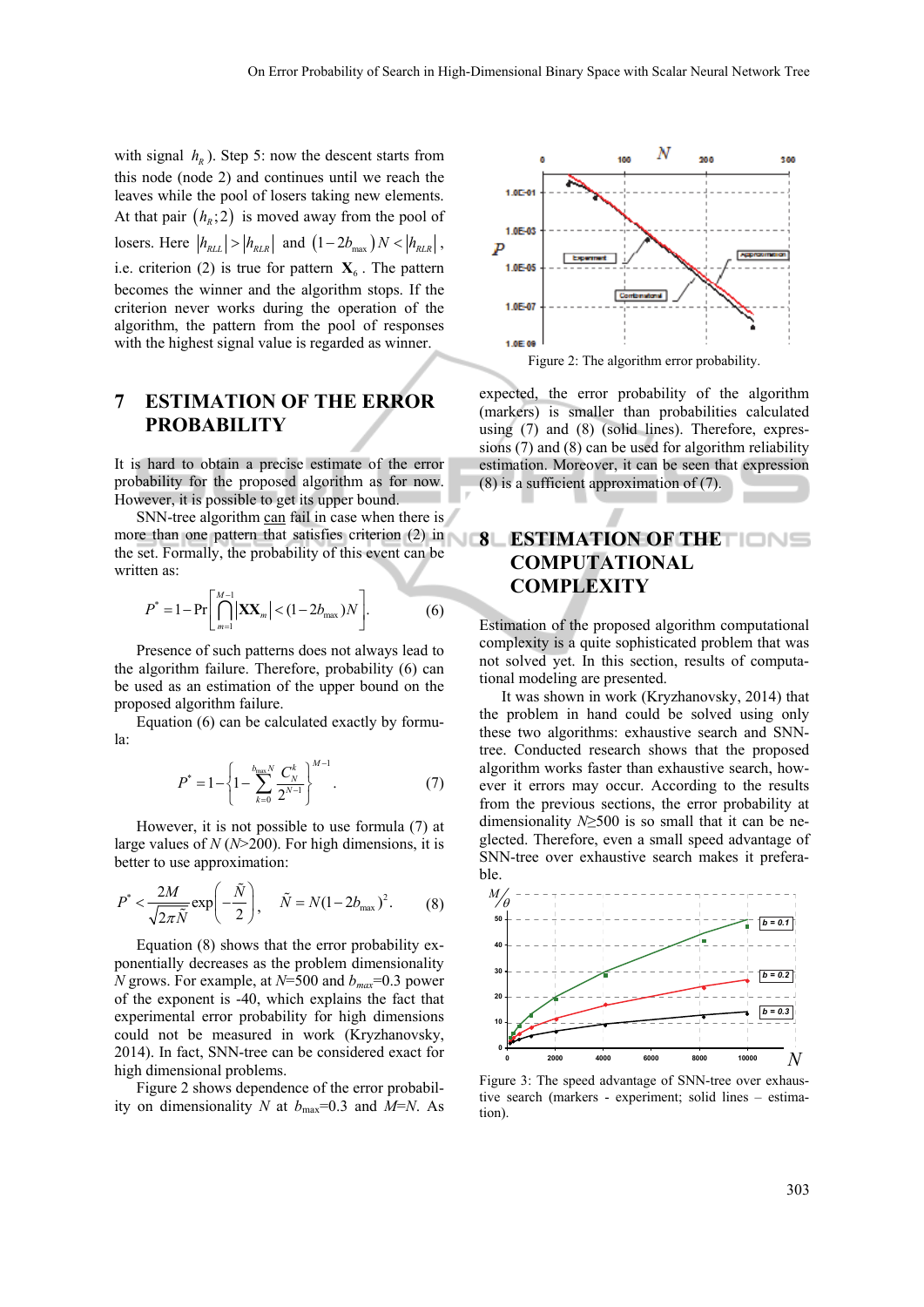with signal $h_R$). Step 5: now the descent starts from this node (node 2) and continues until we reach the leaves while the pool of losers taking new elements. At that pair $(h_R;2)$ is moved away from the pool of losers. Here $|h_{RLL}| > |h_{RLR}|$ and $(1-2b_{\max})N < |h_{RLR}|$, i.e. criterion (2) is true for pattern $\mathbf{X}_6$. The pattern becomes the winner and the algorithm stops. If the criterion never works during the operation of the algorithm, the pattern from the pool of responses with the highest signal value is regarded as winner.

## 7 ESTIMATION OF THE ERROR PROBABILITY

It is hard to obtain a precise estimate of the error probability for the proposed algorithm as for now. However, it is possible to get its upper bound.

SNN-tree algorithm can fail in case when there is more than one pattern that satisfies criterion (2) in the set. Formally, the probability of this event can be written as:

$$P^* = 1 - \Pr\left[\bigcap_{m=1}^{M-1} |\mathbf{X}\mathbf{X}_m| < (1-2b_{\max})N\right]. \quad (6)$$

Presence of such patterns does not always lead to the algorithm failure. Therefore, probability (6) can be used as an estimation of the upper bound on the proposed algorithm failure.

Equation (6) can be calculated exactly by formula:

$$P^* = 1 - \left\{1 - \sum_{k=0}^{b_{\max}N} \frac{C_N^k}{2^{N-1}}\right\}^{M-1}. \quad (7)$$

However, it is not possible to use formula (7) at large values of $N$ ($N$>200). For high dimensions, it is better to use approximation:

$$P^* < \frac{2M}{\sqrt{2\pi\tilde{N}}}\exp\left(-\frac{\tilde{N}}{2}\right), \quad \tilde{N} = N(1-2b_{\max})^2. \quad (8)$$

Equation (8) shows that the error probability exponentially decreases as the problem dimensionality $N$ grows. For example, at $N$=500 and $b_{max}$=0.3 power of the exponent is -40, which explains the fact that experimental error probability for high dimensions could not be measured in work (Kryzhanovsky, 2014). In fact, SNN-tree can be considered exact for high dimensional problems.

Figure 2 shows dependence of the error probability on dimensionality $N$ at $b_{\max}$=0.3 and $M$=$N$. As expected, the error probability of the algorithm (markers) is smaller than probabilities calculated using (7) and (8) (solid lines). Therefore, expressions (7) and (8) can be used for algorithm reliability estimation. Moreover, it can be seen that expression (8) is a sufficient approximation of (7).

Figure 2: The algorithm error probability.

## 8 ESTIMATION OF THE COMPUTATIONAL COMPLEXITY

Estimation of the proposed algorithm computational complexity is a quite sophisticated problem that was not solved yet. In this section, results of computational modeling are presented.

It was shown in work (Kryzhanovsky, 2014) that the problem in hand could be solved using only these two algorithms: exhaustive search and SNN-tree. Conducted research shows that the proposed algorithm works faster than exhaustive search, however it errors may occur. According to the results from the previous sections, the error probability at dimensionality $N$≥500 is so small that it can be neglected. Therefore, even a small speed advantage of SNN-tree over exhaustive search makes it preferable.

Figure 3: The speed advantage of SNN-tree over exhaustive search (markers - experiment; solid lines – estimation).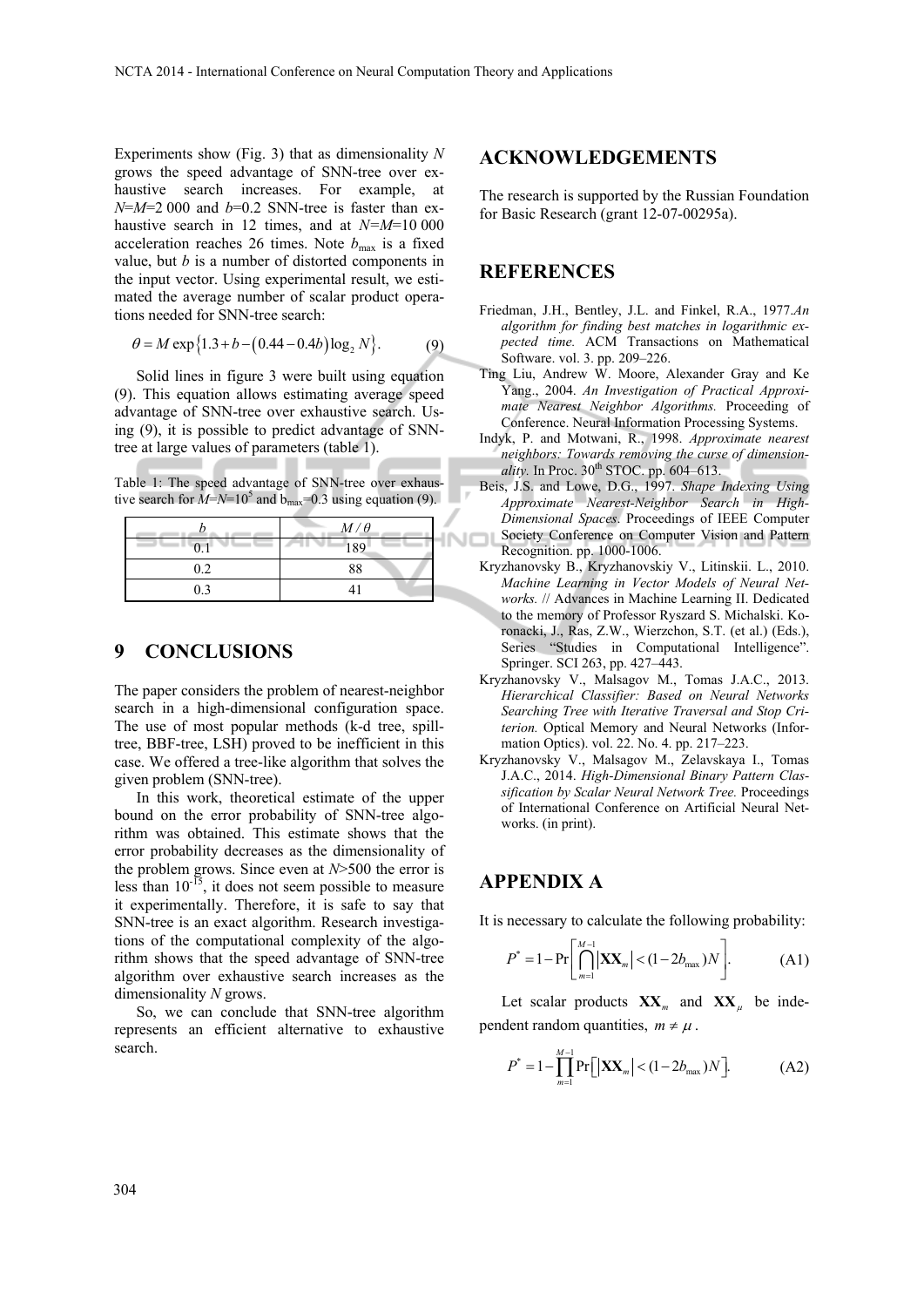Experiments show (Fig. 3) that as dimensionality $N$ grows the speed advantage of SNN-tree over exhaustive search increases. For example, at $N$=$M$=2 000 and $b$=0.2 SNN-tree is faster than exhaustive search in 12 times, and at $N$=$M$=10 000 acceleration reaches 26 times. Note $b_{max}$ is a fixed value, but $b$ is a number of distorted components in the input vector. Using experimental result, we estimated the average number of scalar product operations needed for SNN-tree search:

$$\theta = M \exp\left\{1.3 + b - \left(0.44 - 0.4b\right)\log_2 N\right\}. \qquad (9)$$

Solid lines in figure 3 were built using equation (9). This equation allows estimating average speed advantage of SNN-tree over exhaustive search. Using (9), it is possible to predict advantage of SNN-tree at large values of parameters (table 1).

Table 1: The speed advantage of SNN-tree over exhaustive search for $M$=$N$=$10^5$ and $b_{max}$=0.3 using equation (9).

| $b$ | $M/\theta$ |
| --- | --- |
| 0.1 | 189 |
| 0.2 | 88 |
| 0.3 | 41 |

## 9 CONCLUSIONS

The paper considers the problem of nearest-neighbor search in a high-dimensional configuration space. The use of most popular methods (k-d tree, spill-tree, BBF-tree, LSH) proved to be inefficient in this case. We offered a tree-like algorithm that solves the given problem (SNN-tree).

In this work, theoretical estimate of the upper bound on the error probability of SNN-tree algorithm was obtained. This estimate shows that the error probability decreases as the dimensionality of the problem grows. Since even at $N$>500 the error is less than $10^{-15}$, it does not seem possible to measure it experimentally. Therefore, it is safe to say that SNN-tree is an exact algorithm. Research investigations of the computational complexity of the algorithm shows that the speed advantage of SNN-tree algorithm over exhaustive search increases as the dimensionality $N$ grows.

So, we can conclude that SNN-tree algorithm represents an efficient alternative to exhaustive search.

## ACKNOWLEDGEMENTS

The research is supported by the Russian Foundation for Basic Research (grant 12-07-00295a).

## REFERENCES

Friedman, J.H., Bentley, J.L. and Finkel, R.A., 1977.*An algorithm for finding best matches in logarithmic expected time.* ACM Transactions on Mathematical Software. vol. 3. pp. 209–226.

Ting Liu, Andrew W. Moore, Alexander Gray and Ke Yang., 2004. *An Investigation of Practical Approximate Nearest Neighbor Algorithms.* Proceeding of Conference. Neural Information Processing Systems.

Indyk, P. and Motwani, R., 1998. *Approximate nearest neighbors: Towards removing the curse of dimensionality.* In Proc. 30th STOC. pp. 604–613.

Beis, J.S. and Lowe, D.G., 1997. *Shape Indexing Using Approximate Nearest-Neighbor Search in High-Dimensional Spaces*. Proceedings of IEEE Computer Society Conference on Computer Vision and Pattern Recognition. pp. 1000-1006.

Kryzhanovsky B., Kryzhanovskiy V., Litinskii. L., 2010. *Machine Learning in Vector Models of Neural Networks.* // Advances in Machine Learning II. Dedicated to the memory of Professor Ryszard S. Michalski. Koronacki, J., Ras, Z.W., Wierzchon, S.T. (et al.) (Eds.), Series "Studies in Computational Intelligence". Springer. SCI 263, pp. 427–443.

Kryzhanovsky V., Malsagov M., Tomas J.A.C., 2013. *Hierarchical Classifier: Based on Neural Networks Searching Tree with Iterative Traversal and Stop Criterion.* Optical Memory and Neural Networks (Information Optics). vol. 22. No. 4. pp. 217–223.

Kryzhanovsky V., Malsagov M., Zelavskaya I., Tomas J.A.C., 2014. *High-Dimensional Binary Pattern Classification by Scalar Neural Network Tree.* Proceedings of International Conference on Artificial Neural Networks. (in print).

## APPENDIX A

It is necessary to calculate the following probability:

$$P^* = 1 - \Pr\left[\bigcap_{m=1}^{M-1} \left|\mathbf{XX}_m\right| < (1 - 2b_{max})N\right]. \qquad (A1)$$

Let scalar products $\mathbf{XX}_m$ and $\mathbf{XX}_\mu$ be independent random quantities, $m \neq \mu$.

$$P^* = 1 - \prod_{m=1}^{M-1} \Pr\left[\left|\mathbf{XX}_m\right| < (1 - 2b_{max})N\right]. \qquad (A2)$$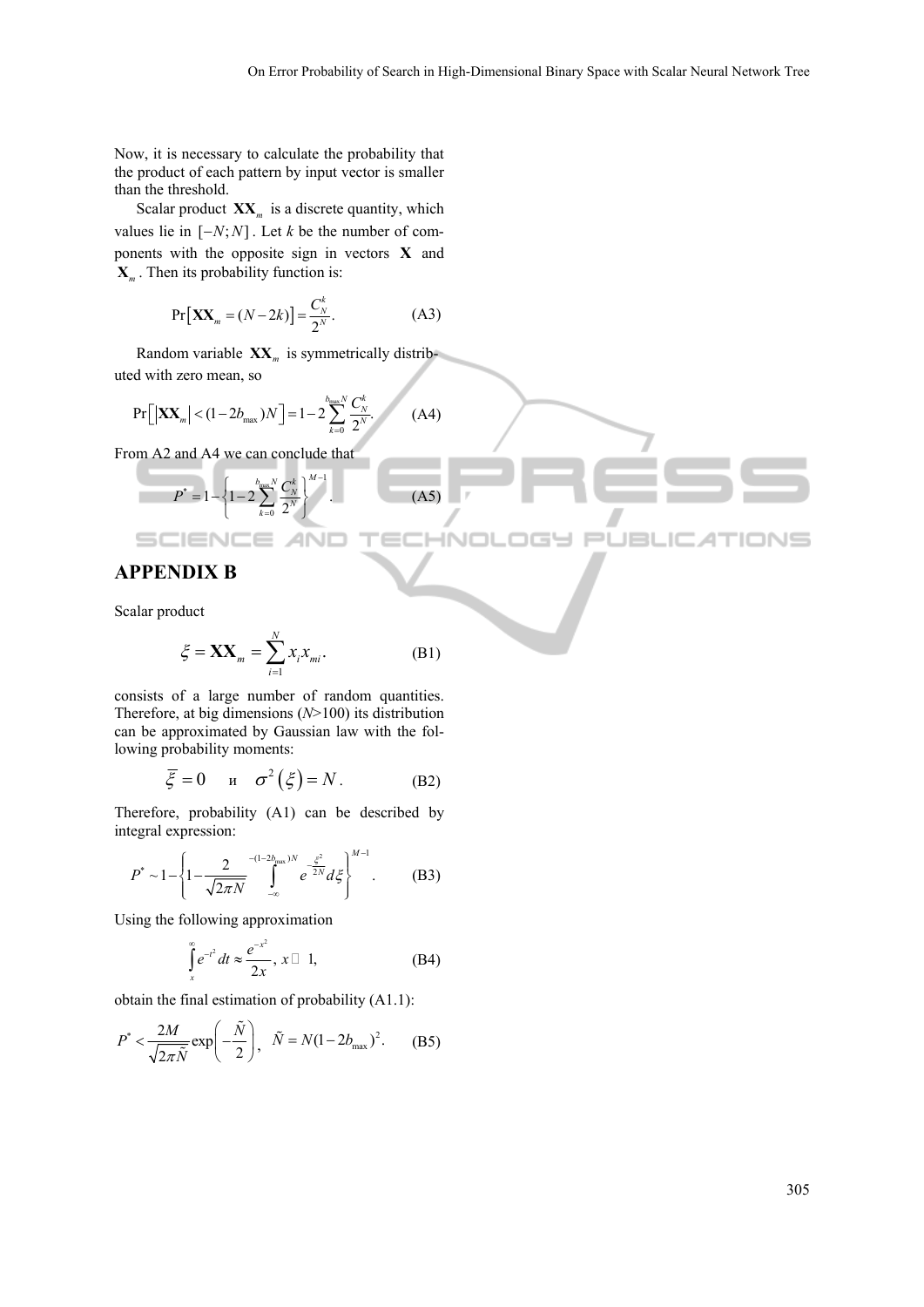Now, it is necessary to calculate the probability that the product of each pattern by input vector is smaller than the threshold.

Scalar product $\mathbf{XX}_m$ is a discrete quantity, which values lie in $[-N;N]$. Let $k$ be the number of components with the opposite sign in vectors $\mathbf{X}$ and $\mathbf{X}_m$. Then its probability function is:

$$\Pr\left[\mathbf{XX}_m = (N-2k)\right] = \frac{C_N^k}{2^N}. \tag{A3}$$

Random variable $\mathbf{XX}_m$ is symmetrically distributed with zero mean, so

$$\Pr\left[\left|\mathbf{XX}_m\right| < (1-2b_{\max})N\right] = 1 - 2\sum_{k=0}^{b_{\max}N} \frac{C_N^k}{2^N}. \tag{A4}$$

From A2 and A4 we can conclude that

$$P^* = 1 - \left\{1 - 2\sum_{k=0}^{b_{\max}N} \frac{C_N^k}{2^N}\right\}^{M-1}. \tag{A5}$$

## APPENDIX B

Scalar product

$$\xi = \mathbf{XX}_m = \sum_{i=1}^{N} x_i x_{mi}. \tag{B1}$$

consists of a large number of random quantities. Therefore, at big dimensions ($N$>100) its distribution can be approximated by Gaussian law with the following probability moments:

$$\overline{\xi} = 0 \quad \text{и} \quad \sigma^2(\xi) = N. \tag{B2}$$

Therefore, probability (A1) can be described by integral expression:

$$P^* \sim 1 - \left\{1 - \frac{2}{\sqrt{2\pi N}} \int_{-\infty}^{-(1-2b_{\max})N} e^{-\frac{\xi^2}{2N}} d\xi \right\}^{M-1}. \tag{B3}$$

Using the following approximation

$$\int_x^{\infty} e^{-t^2} dt \approx \frac{e^{-x^2}}{2x}, \; x \gg 1, \tag{B4}$$

obtain the final estimation of probability (A1.1):

$$P^* < \frac{2M}{\sqrt{2\pi \tilde{N}}} \exp\left(-\frac{\tilde{N}}{2}\right), \quad \tilde{N} = N(1-2b_{\max})^2. \tag{B5}$$